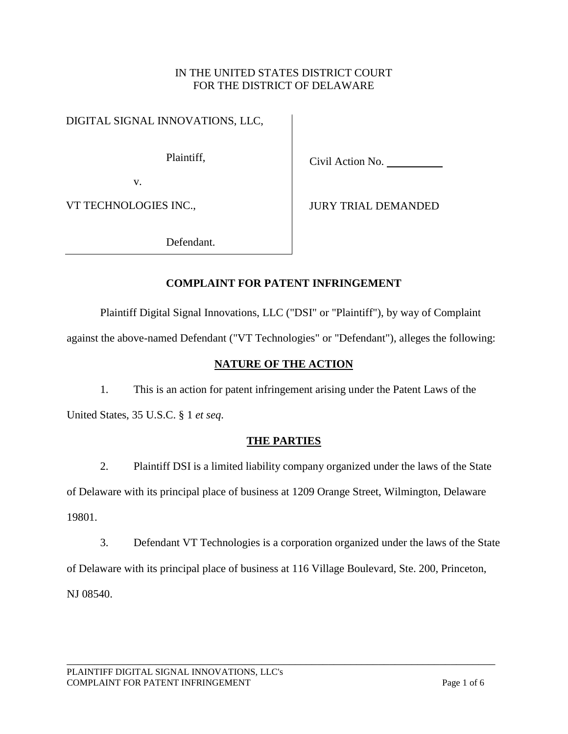IN THE UNITED STATES DISTRICT COURT
FOR THE DISTRICT OF DELAWARE

| | |
|---|---|
| DIGITAL SIGNAL INNOVATIONS, LLC, | |
| Plaintiff, | Civil Action No. ________ |
| v. | |
| VT TECHNOLOGIES INC., | JURY TRIAL DEMANDED |
| Defendant. | |

**COMPLAINT FOR PATENT INFRINGEMENT**

Plaintiff Digital Signal Innovations, LLC ("DSI" or "Plaintiff"), by way of Complaint against the above-named Defendant ("VT Technologies" or "Defendant"), alleges the following:

## NATURE OF THE ACTION

1. This is an action for patent infringement arising under the Patent Laws of the United States, 35 U.S.C. § 1 *et seq*.

## THE PARTIES

2. Plaintiff DSI is a limited liability company organized under the laws of the State of Delaware with its principal place of business at 1209 Orange Street, Wilmington, Delaware 19801.

3. Defendant VT Technologies is a corporation organized under the laws of the State of Delaware with its principal place of business at 116 Village Boulevard, Ste. 200, Princeton, NJ 08540.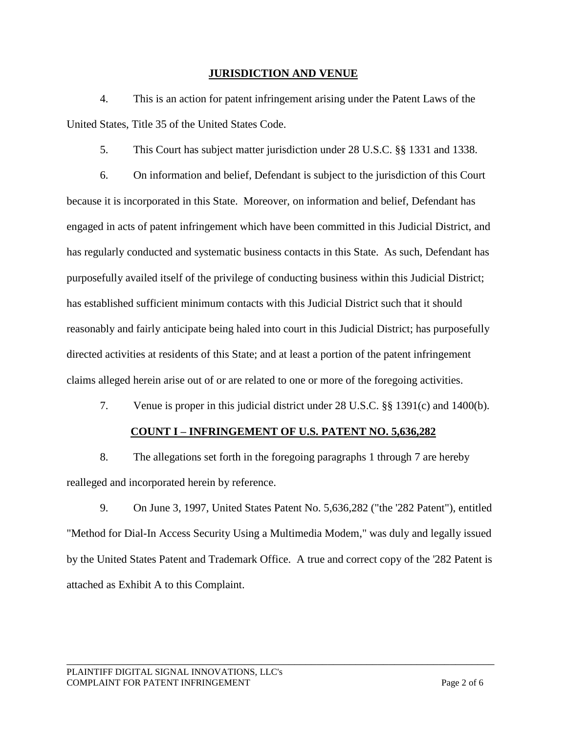## JURISDICTION AND VENUE

4. This is an action for patent infringement arising under the Patent Laws of the United States, Title 35 of the United States Code.

5. This Court has subject matter jurisdiction under 28 U.S.C. §§ 1331 and 1338.

6. On information and belief, Defendant is subject to the jurisdiction of this Court because it is incorporated in this State. Moreover, on information and belief, Defendant has engaged in acts of patent infringement which have been committed in this Judicial District, and has regularly conducted and systematic business contacts in this State. As such, Defendant has purposefully availed itself of the privilege of conducting business within this Judicial District; has established sufficient minimum contacts with this Judicial District such that it should reasonably and fairly anticipate being haled into court in this Judicial District; has purposefully directed activities at residents of this State; and at least a portion of the patent infringement claims alleged herein arise out of or are related to one or more of the foregoing activities.

7. Venue is proper in this judicial district under 28 U.S.C. §§ 1391(c) and 1400(b).

## COUNT I – INFRINGEMENT OF U.S. PATENT NO. 5,636,282

8. The allegations set forth in the foregoing paragraphs 1 through 7 are hereby realleged and incorporated herein by reference.

9. On June 3, 1997, United States Patent No. 5,636,282 ("the '282 Patent"), entitled "Method for Dial-In Access Security Using a Multimedia Modem," was duly and legally issued by the United States Patent and Trademark Office. A true and correct copy of the '282 Patent is attached as Exhibit A to this Complaint.

PLAINTIFF DIGITAL SIGNAL INNOVATIONS, LLC's
COMPLAINT FOR PATENT INFRINGEMENT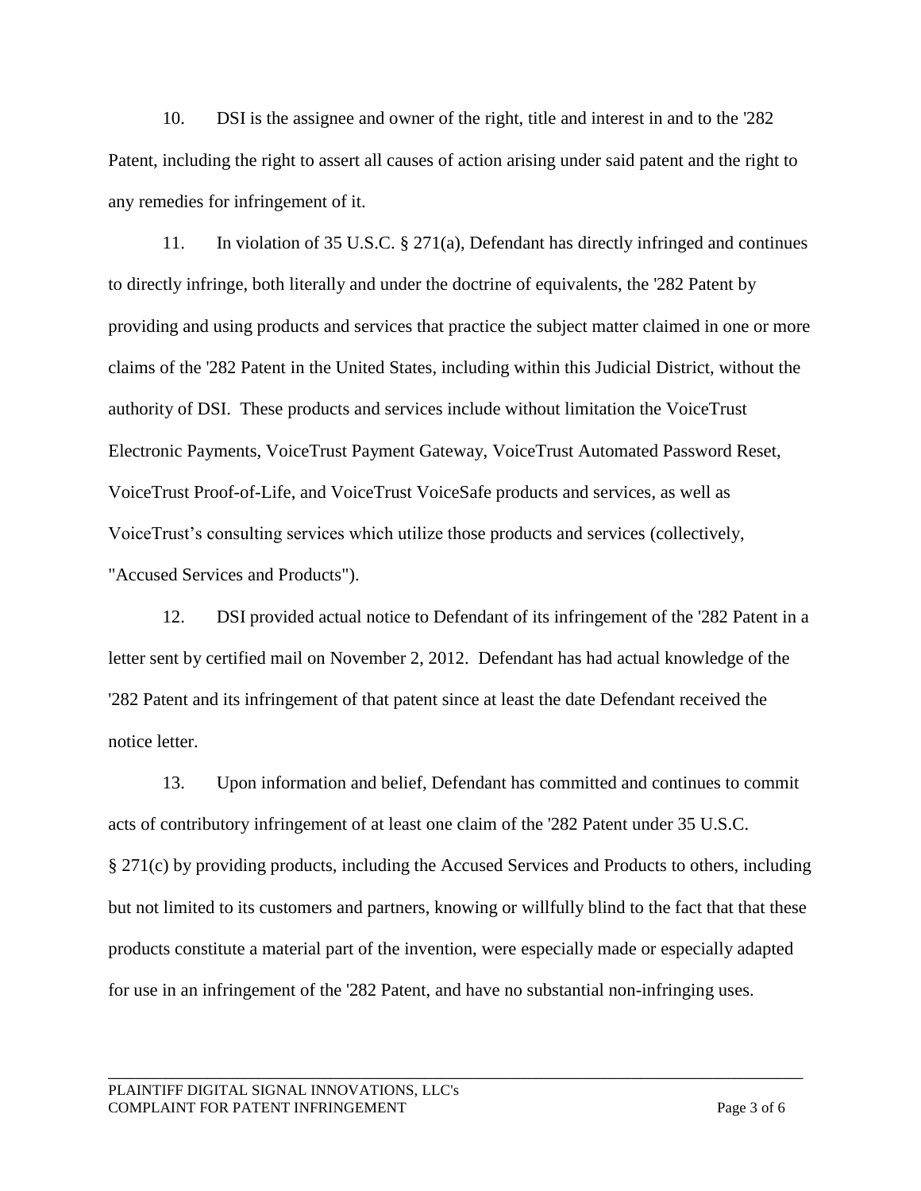10. DSI is the assignee and owner of the right, title and interest in and to the '282 Patent, including the right to assert all causes of action arising under said patent and the right to any remedies for infringement of it.

11. In violation of 35 U.S.C. § 271(a), Defendant has directly infringed and continues to directly infringe, both literally and under the doctrine of equivalents, the '282 Patent by providing and using products and services that practice the subject matter claimed in one or more claims of the '282 Patent in the United States, including within this Judicial District, without the authority of DSI. These products and services include without limitation the VoiceTrust Electronic Payments, VoiceTrust Payment Gateway, VoiceTrust Automated Password Reset, VoiceTrust Proof-of-Life, and VoiceTrust VoiceSafe products and services, as well as VoiceTrust's consulting services which utilize those products and services (collectively, "Accused Services and Products").

12. DSI provided actual notice to Defendant of its infringement of the '282 Patent in a letter sent by certified mail on November 2, 2012. Defendant has had actual knowledge of the '282 Patent and its infringement of that patent since at least the date Defendant received the notice letter.

13. Upon information and belief, Defendant has committed and continues to commit acts of contributory infringement of at least one claim of the '282 Patent under 35 U.S.C. § 271(c) by providing products, including the Accused Services and Products to others, including but not limited to its customers and partners, knowing or willfully blind to the fact that that these products constitute a material part of the invention, were especially made or especially adapted for use in an infringement of the '282 Patent, and have no substantial non-infringing uses.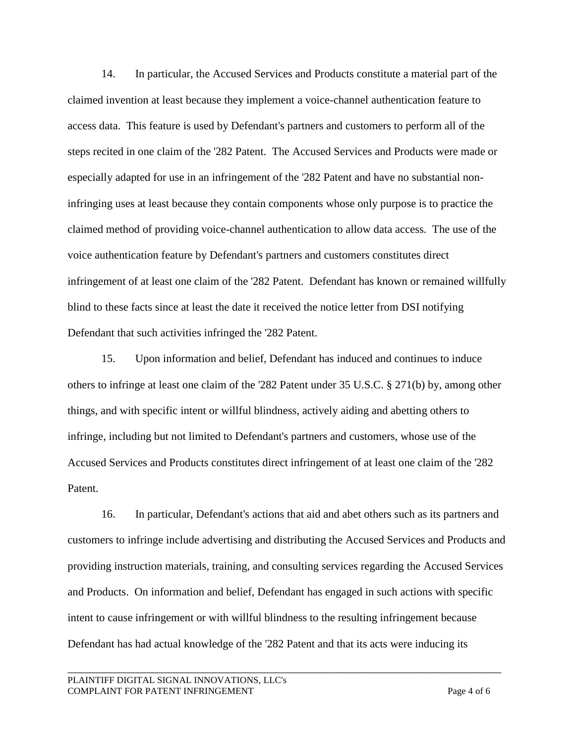14. In particular, the Accused Services and Products constitute a material part of the claimed invention at least because they implement a voice-channel authentication feature to access data. This feature is used by Defendant's partners and customers to perform all of the steps recited in one claim of the '282 Patent. The Accused Services and Products were made or especially adapted for use in an infringement of the '282 Patent and have no substantial non-infringing uses at least because they contain components whose only purpose is to practice the claimed method of providing voice-channel authentication to allow data access. The use of the voice authentication feature by Defendant's partners and customers constitutes direct infringement of at least one claim of the '282 Patent. Defendant has known or remained willfully blind to these facts since at least the date it received the notice letter from DSI notifying Defendant that such activities infringed the '282 Patent.

15. Upon information and belief, Defendant has induced and continues to induce others to infringe at least one claim of the '282 Patent under 35 U.S.C. § 271(b) by, among other things, and with specific intent or willful blindness, actively aiding and abetting others to infringe, including but not limited to Defendant's partners and customers, whose use of the Accused Services and Products constitutes direct infringement of at least one claim of the '282 Patent.

16. In particular, Defendant's actions that aid and abet others such as its partners and customers to infringe include advertising and distributing the Accused Services and Products and providing instruction materials, training, and consulting services regarding the Accused Services and Products. On information and belief, Defendant has engaged in such actions with specific intent to cause infringement or with willful blindness to the resulting infringement because Defendant has had actual knowledge of the '282 Patent and that its acts were inducing its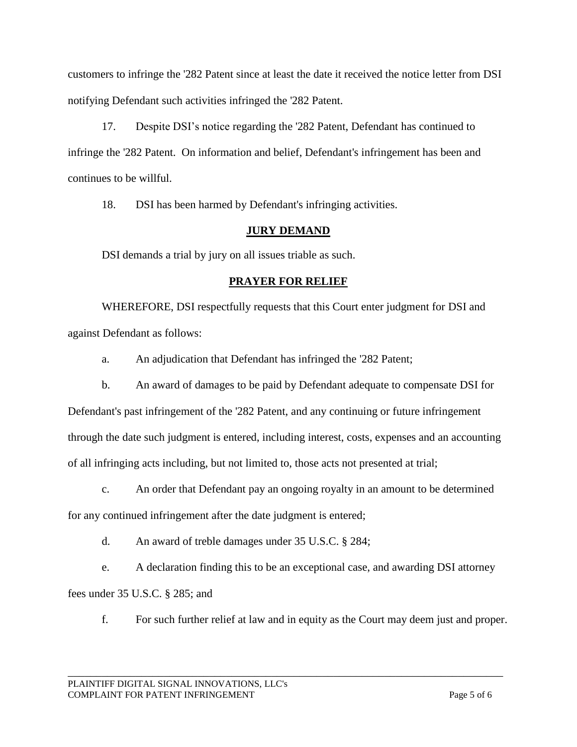customers to infringe the '282 Patent since at least the date it received the notice letter from DSI notifying Defendant such activities infringed the '282 Patent.

17. Despite DSI's notice regarding the '282 Patent, Defendant has continued to infringe the '282 Patent. On information and belief, Defendant's infringement has been and continues to be willful.

18. DSI has been harmed by Defendant's infringing activities.

## JURY DEMAND

DSI demands a trial by jury on all issues triable as such.

## PRAYER FOR RELIEF

WHEREFORE, DSI respectfully requests that this Court enter judgment for DSI and against Defendant as follows:

a. An adjudication that Defendant has infringed the '282 Patent;

b. An award of damages to be paid by Defendant adequate to compensate DSI for Defendant's past infringement of the '282 Patent, and any continuing or future infringement through the date such judgment is entered, including interest, costs, expenses and an accounting of all infringing acts including, but not limited to, those acts not presented at trial;

c. An order that Defendant pay an ongoing royalty in an amount to be determined for any continued infringement after the date judgment is entered;

d. An award of treble damages under 35 U.S.C. § 284;

e. A declaration finding this to be an exceptional case, and awarding DSI attorney fees under 35 U.S.C. § 285; and

f. For such further relief at law and in equity as the Court may deem just and proper.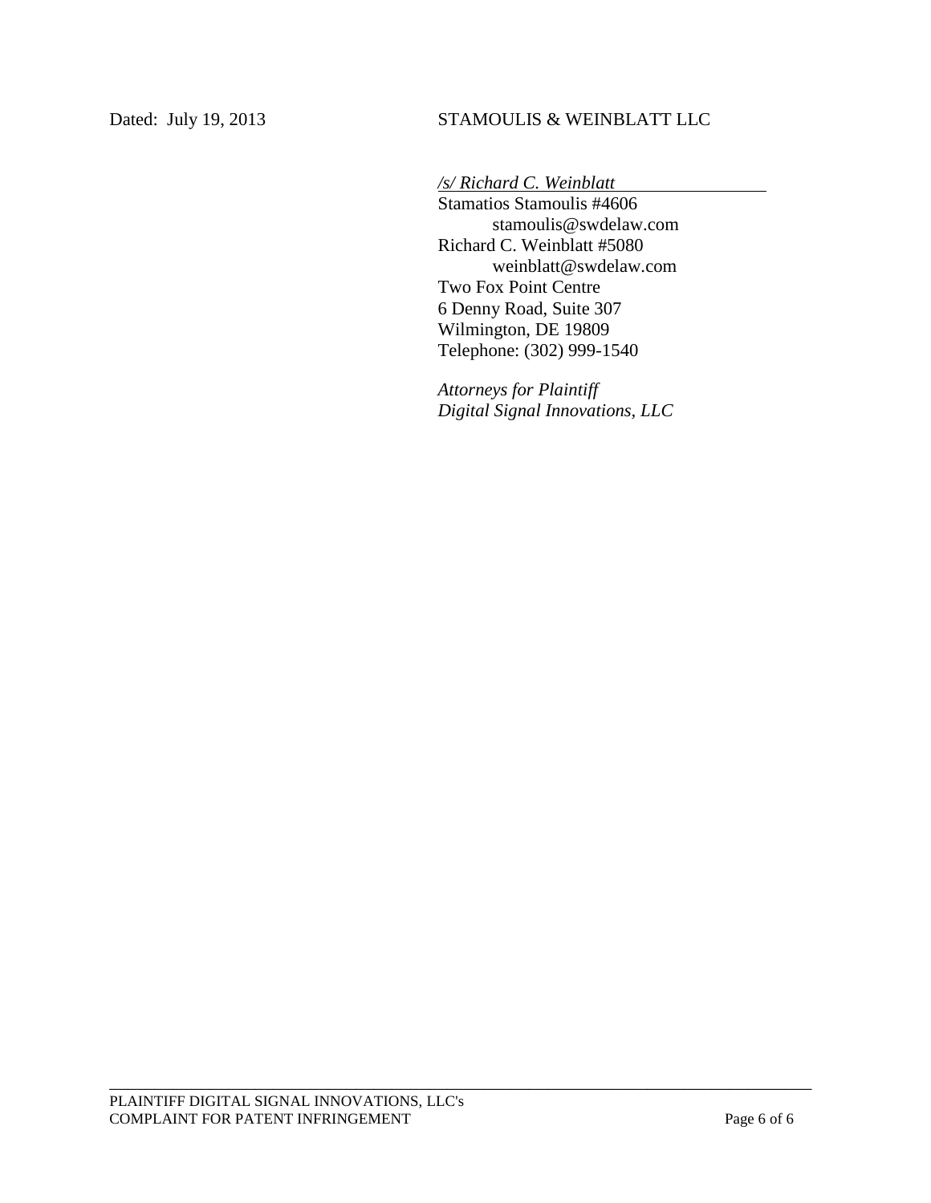Dated: July 19, 2013

STAMOULIS & WEINBLATT LLC

*/s/ Richard C. Weinblatt*

Stamatios Stamoulis #4606
stamoulis@swdelaw.com
Richard C. Weinblatt #5080
weinblatt@swdelaw.com
Two Fox Point Centre
6 Denny Road, Suite 307
Wilmington, DE 19809
Telephone: (302) 999-1540

*Attorneys for Plaintiff*
*Digital Signal Innovations, LLC*